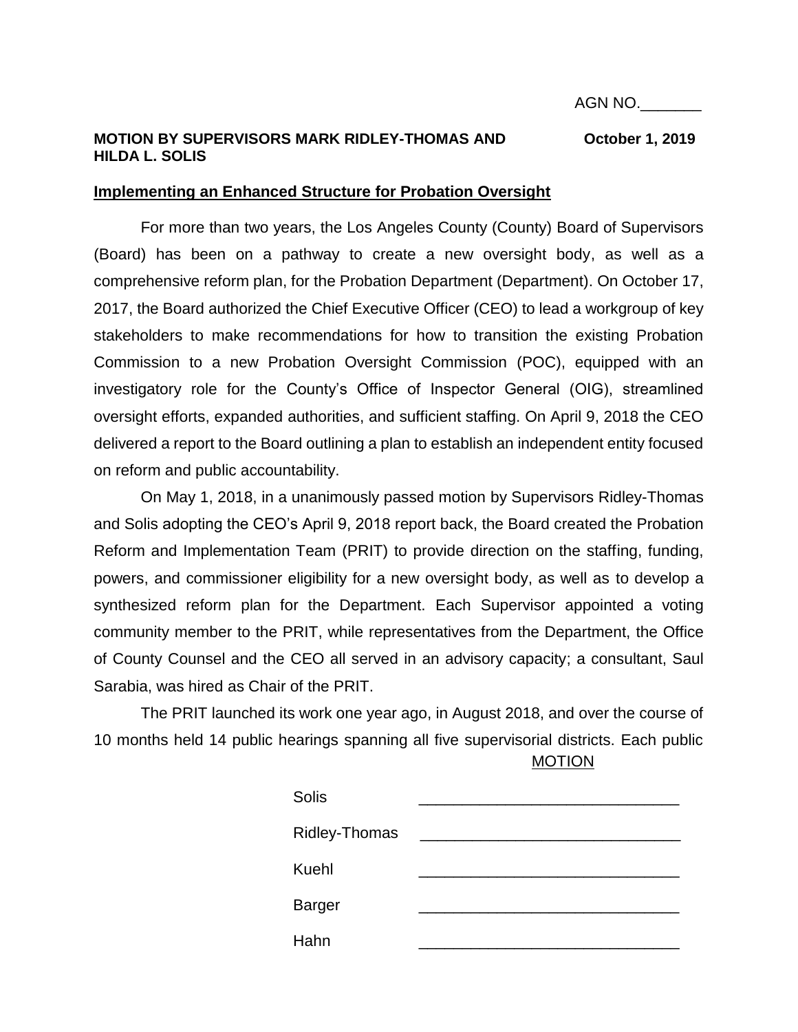AGN NO.\_\_\_\_\_\_\_

**MOTION BY SUPERVISORS MARK RIDLEY-THOMAS AND HILDA L. SOLIS** **October 1, 2019**

## Implementing an Enhanced Structure for Probation Oversight

For more than two years, the Los Angeles County (County) Board of Supervisors (Board) has been on a pathway to create a new oversight body, as well as a comprehensive reform plan, for the Probation Department (Department). On October 17, 2017, the Board authorized the Chief Executive Officer (CEO) to lead a workgroup of key stakeholders to make recommendations for how to transition the existing Probation Commission to a new Probation Oversight Commission (POC), equipped with an investigatory role for the County's Office of Inspector General (OIG), streamlined oversight efforts, expanded authorities, and sufficient staffing. On April 9, 2018 the CEO delivered a report to the Board outlining a plan to establish an independent entity focused on reform and public accountability.

On May 1, 2018, in a unanimously passed motion by Supervisors Ridley-Thomas and Solis adopting the CEO's April 9, 2018 report back, the Board created the Probation Reform and Implementation Team (PRIT) to provide direction on the staffing, funding, powers, and commissioner eligibility for a new oversight body, as well as to develop a synthesized reform plan for the Department. Each Supervisor appointed a voting community member to the PRIT, while representatives from the Department, the Office of County Counsel and the CEO all served in an advisory capacity; a consultant, Saul Sarabia, was hired as Chair of the PRIT.

The PRIT launched its work one year ago, in August 2018, and over the course of 10 months held 14 public hearings spanning all five supervisorial districts. Each public

MOTION

| | |
|---|---|
| Solis | \_\_\_\_\_\_\_\_\_\_\_\_\_\_\_\_\_\_\_\_\_\_\_\_\_\_\_\_\_\_ |
| Ridley-Thomas | \_\_\_\_\_\_\_\_\_\_\_\_\_\_\_\_\_\_\_\_\_\_\_\_\_\_\_\_\_\_ |
| Kuehl | \_\_\_\_\_\_\_\_\_\_\_\_\_\_\_\_\_\_\_\_\_\_\_\_\_\_\_\_\_\_ |
| Barger | \_\_\_\_\_\_\_\_\_\_\_\_\_\_\_\_\_\_\_\_\_\_\_\_\_\_\_\_\_\_ |
| Hahn | \_\_\_\_\_\_\_\_\_\_\_\_\_\_\_\_\_\_\_\_\_\_\_\_\_\_\_\_\_\_ |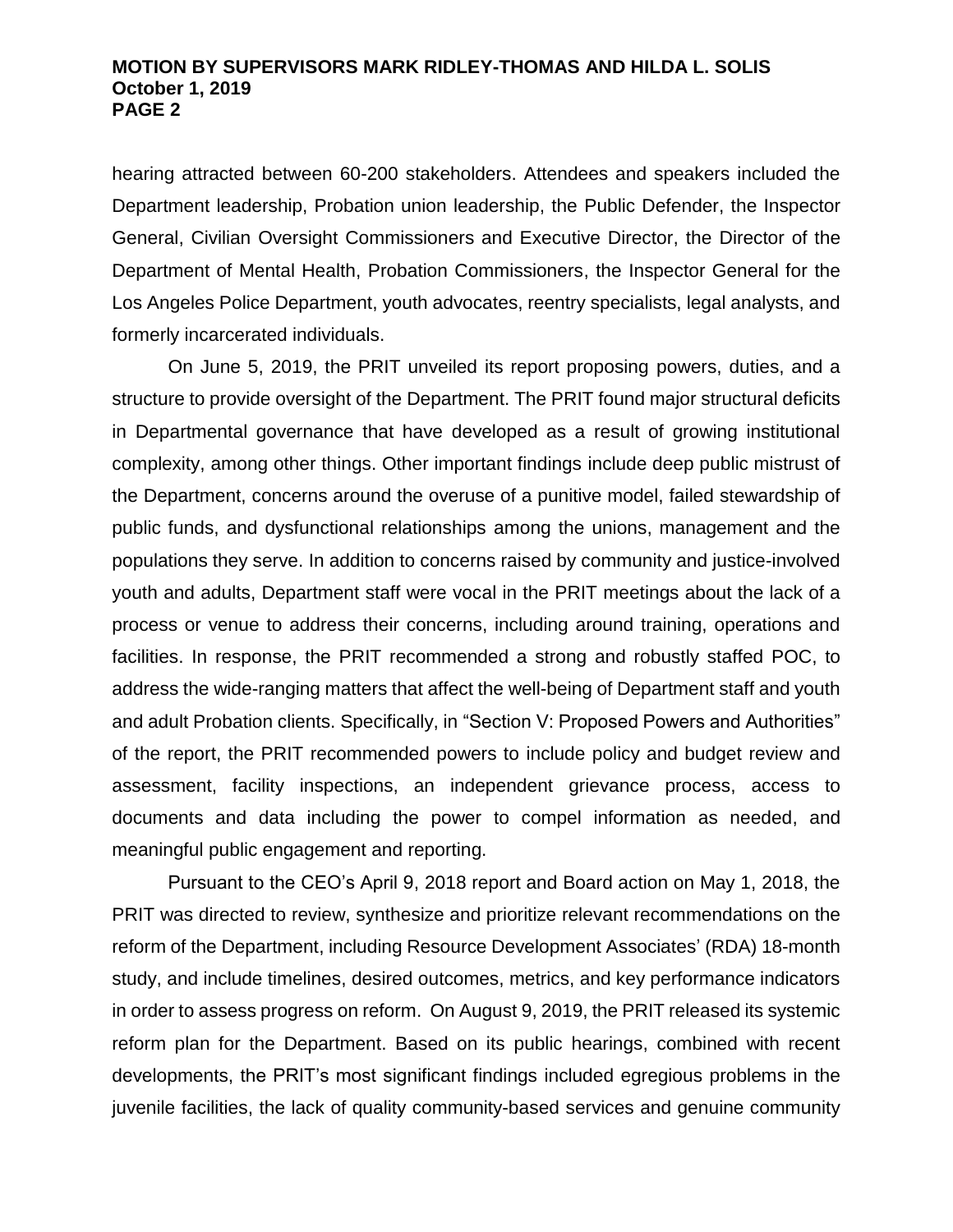hearing attracted between 60-200 stakeholders. Attendees and speakers included the Department leadership, Probation union leadership, the Public Defender, the Inspector General, Civilian Oversight Commissioners and Executive Director, the Director of the Department of Mental Health, Probation Commissioners, the Inspector General for the Los Angeles Police Department, youth advocates, reentry specialists, legal analysts, and formerly incarcerated individuals.

On June 5, 2019, the PRIT unveiled its report proposing powers, duties, and a structure to provide oversight of the Department. The PRIT found major structural deficits in Departmental governance that have developed as a result of growing institutional complexity, among other things. Other important findings include deep public mistrust of the Department, concerns around the overuse of a punitive model, failed stewardship of public funds, and dysfunctional relationships among the unions, management and the populations they serve. In addition to concerns raised by community and justice-involved youth and adults, Department staff were vocal in the PRIT meetings about the lack of a process or venue to address their concerns, including around training, operations and facilities. In response, the PRIT recommended a strong and robustly staffed POC, to address the wide-ranging matters that affect the well-being of Department staff and youth and adult Probation clients. Specifically, in "Section V: Proposed Powers and Authorities" of the report, the PRIT recommended powers to include policy and budget review and assessment, facility inspections, an independent grievance process, access to documents and data including the power to compel information as needed, and meaningful public engagement and reporting.

Pursuant to the CEO's April 9, 2018 report and Board action on May 1, 2018, the PRIT was directed to review, synthesize and prioritize relevant recommendations on the reform of the Department, including Resource Development Associates' (RDA) 18-month study, and include timelines, desired outcomes, metrics, and key performance indicators in order to assess progress on reform. On August 9, 2019, the PRIT released its systemic reform plan for the Department. Based on its public hearings, combined with recent developments, the PRIT's most significant findings included egregious problems in the juvenile facilities, the lack of quality community-based services and genuine community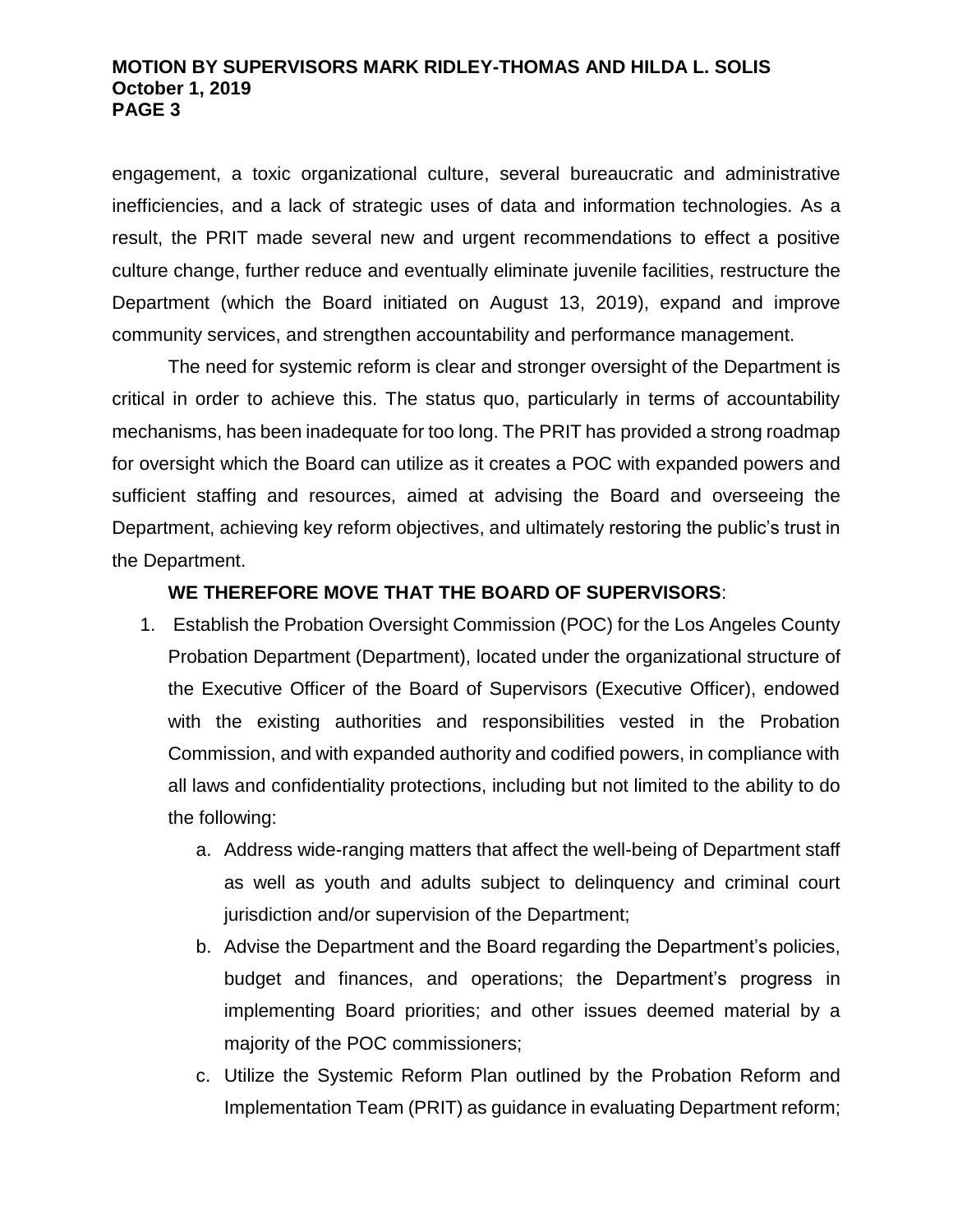engagement, a toxic organizational culture, several bureaucratic and administrative inefficiencies, and a lack of strategic uses of data and information technologies. As a result, the PRIT made several new and urgent recommendations to effect a positive culture change, further reduce and eventually eliminate juvenile facilities, restructure the Department (which the Board initiated on August 13, 2019), expand and improve community services, and strengthen accountability and performance management.

The need for systemic reform is clear and stronger oversight of the Department is critical in order to achieve this. The status quo, particularly in terms of accountability mechanisms, has been inadequate for too long. The PRIT has provided a strong roadmap for oversight which the Board can utilize as it creates a POC with expanded powers and sufficient staffing and resources, aimed at advising the Board and overseeing the Department, achieving key reform objectives, and ultimately restoring the public's trust in the Department.

**WE THEREFORE MOVE THAT THE BOARD OF SUPERVISORS**:

1. Establish the Probation Oversight Commission (POC) for the Los Angeles County Probation Department (Department), located under the organizational structure of the Executive Officer of the Board of Supervisors (Executive Officer), endowed with the existing authorities and responsibilities vested in the Probation Commission, and with expanded authority and codified powers, in compliance with all laws and confidentiality protections, including but not limited to the ability to do the following:
    a. Address wide-ranging matters that affect the well-being of Department staff as well as youth and adults subject to delinquency and criminal court jurisdiction and/or supervision of the Department;
    b. Advise the Department and the Board regarding the Department's policies, budget and finances, and operations; the Department's progress in implementing Board priorities; and other issues deemed material by a majority of the POC commissioners;
    c. Utilize the Systemic Reform Plan outlined by the Probation Reform and Implementation Team (PRIT) as guidance in evaluating Department reform;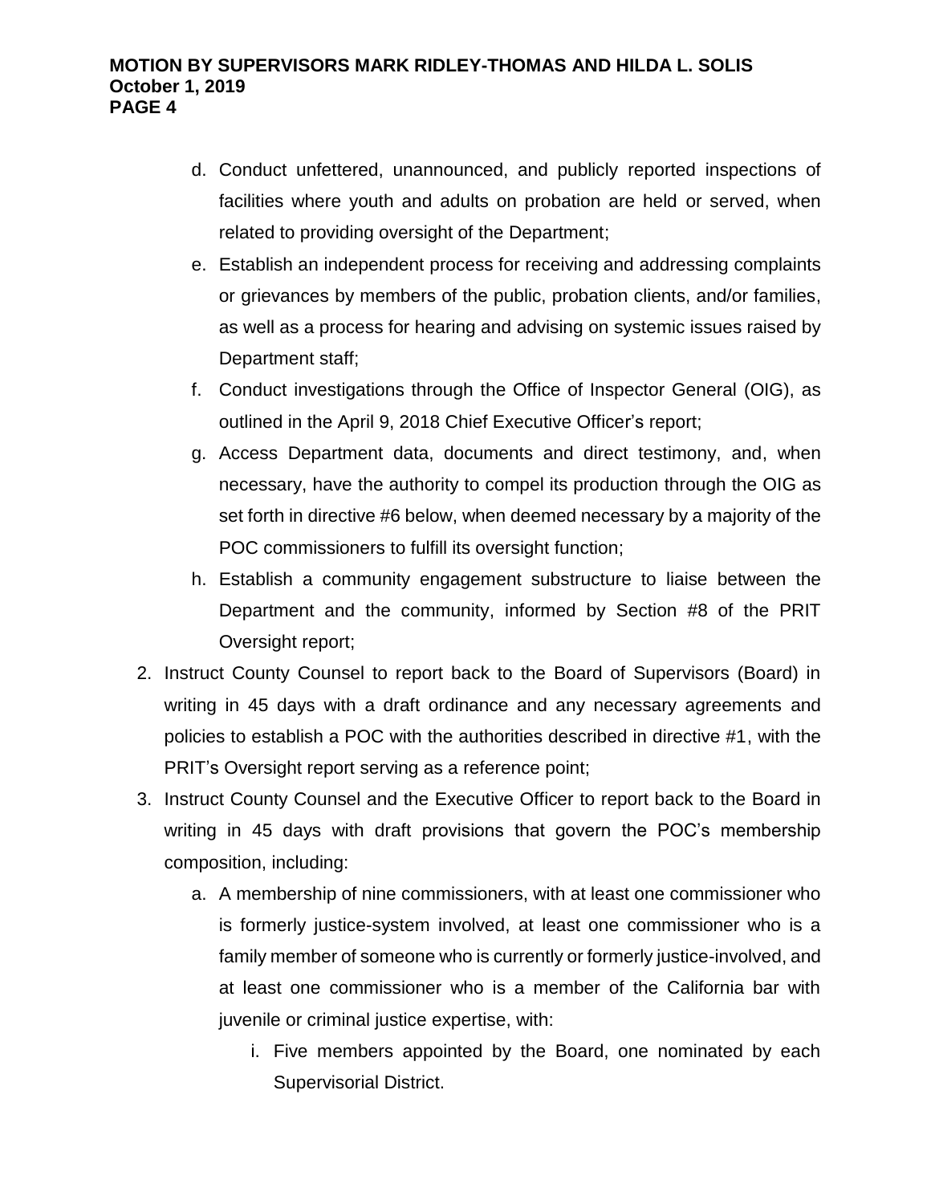d. Conduct unfettered, unannounced, and publicly reported inspections of facilities where youth and adults on probation are held or served, when related to providing oversight of the Department;
   e. Establish an independent process for receiving and addressing complaints or grievances by members of the public, probation clients, and/or families, as well as a process for hearing and advising on systemic issues raised by Department staff;
   f. Conduct investigations through the Office of Inspector General (OIG), as outlined in the April 9, 2018 Chief Executive Officer's report;
   g. Access Department data, documents and direct testimony, and, when necessary, have the authority to compel its production through the OIG as set forth in directive #6 below, when deemed necessary by a majority of the POC commissioners to fulfill its oversight function;
   h. Establish a community engagement substructure to liaise between the Department and the community, informed by Section #8 of the PRIT Oversight report;

2. Instruct County Counsel to report back to the Board of Supervisors (Board) in writing in 45 days with a draft ordinance and any necessary agreements and policies to establish a POC with the authorities described in directive #1, with the PRIT's Oversight report serving as a reference point;
3. Instruct County Counsel and the Executive Officer to report back to the Board in writing in 45 days with draft provisions that govern the POC's membership composition, including:
   a. A membership of nine commissioners, with at least one commissioner who is formerly justice-system involved, at least one commissioner who is a family member of someone who is currently or formerly justice-involved, and at least one commissioner who is a member of the California bar with juvenile or criminal justice expertise, with:
      i. Five members appointed by the Board, one nominated by each Supervisorial District.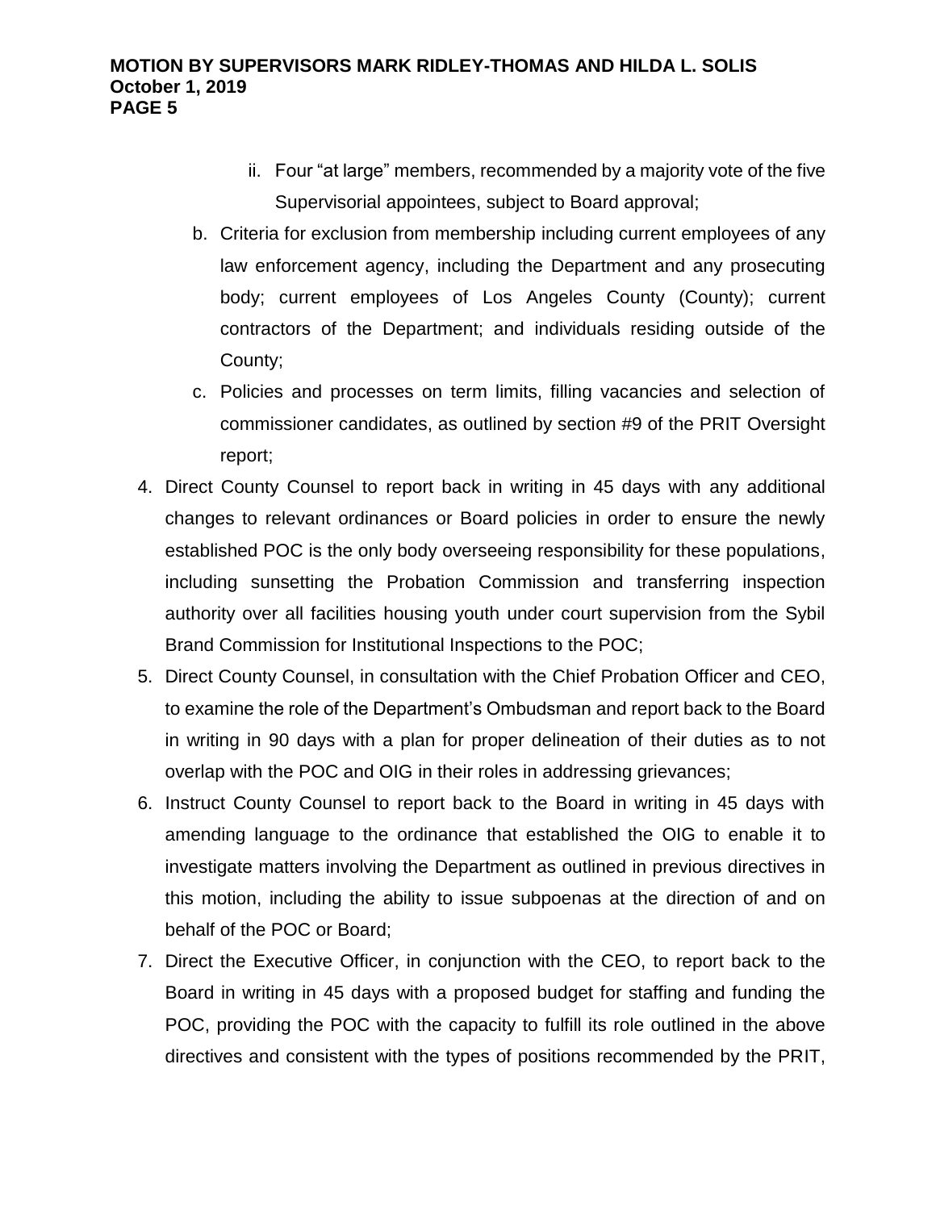ii. Four "at large" members, recommended by a majority vote of the five Supervisorial appointees, subject to Board approval;

b. Criteria for exclusion from membership including current employees of any law enforcement agency, including the Department and any prosecuting body; current employees of Los Angeles County (County); current contractors of the Department; and individuals residing outside of the County;

c. Policies and processes on term limits, filling vacancies and selection of commissioner candidates, as outlined by section #9 of the PRIT Oversight report;

4. Direct County Counsel to report back in writing in 45 days with any additional changes to relevant ordinances or Board policies in order to ensure the newly established POC is the only body overseeing responsibility for these populations, including sunsetting the Probation Commission and transferring inspection authority over all facilities housing youth under court supervision from the Sybil Brand Commission for Institutional Inspections to the POC;

5. Direct County Counsel, in consultation with the Chief Probation Officer and CEO, to examine the role of the Department's Ombudsman and report back to the Board in writing in 90 days with a plan for proper delineation of their duties as to not overlap with the POC and OIG in their roles in addressing grievances;

6. Instruct County Counsel to report back to the Board in writing in 45 days with amending language to the ordinance that established the OIG to enable it to investigate matters involving the Department as outlined in previous directives in this motion, including the ability to issue subpoenas at the direction of and on behalf of the POC or Board;

7. Direct the Executive Officer, in conjunction with the CEO, to report back to the Board in writing in 45 days with a proposed budget for staffing and funding the POC, providing the POC with the capacity to fulfill its role outlined in the above directives and consistent with the types of positions recommended by the PRIT,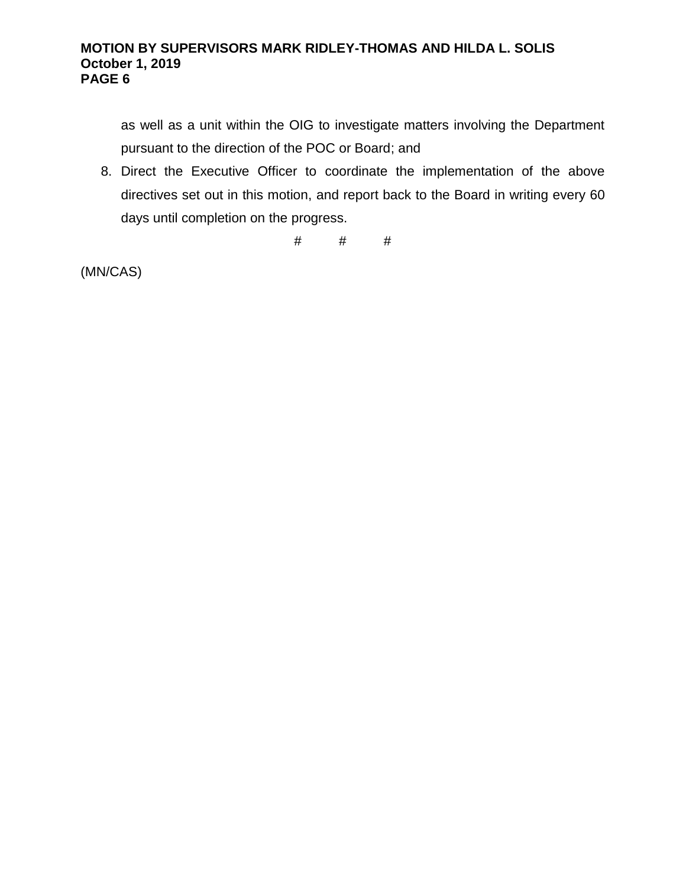as well as a unit within the OIG to investigate matters involving the Department pursuant to the direction of the POC or Board; and

8. Direct the Executive Officer to coordinate the implementation of the above directives set out in this motion, and report back to the Board in writing every 60 days until completion on the progress.

# # #

(MN/CAS)